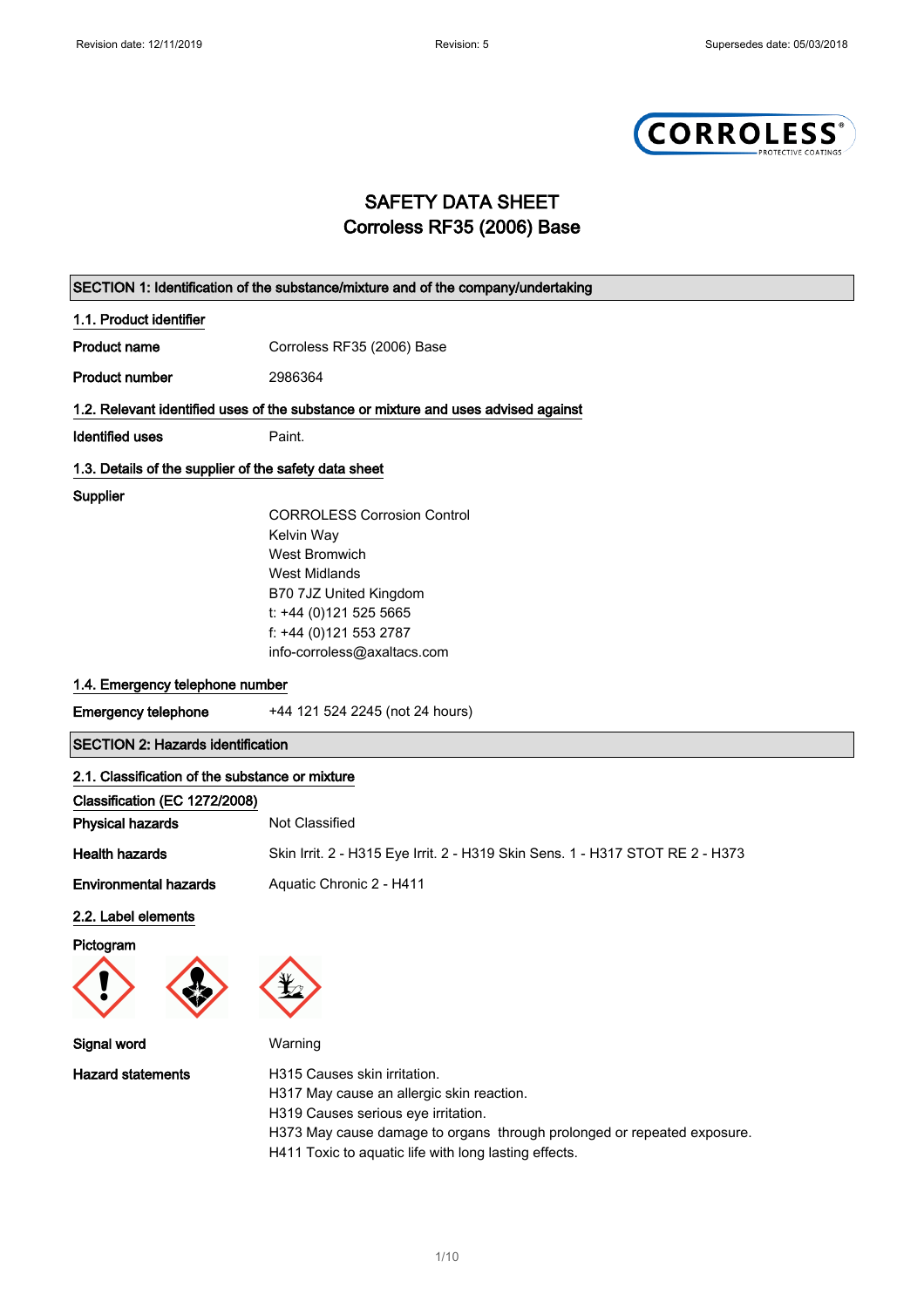# SAFETY DATA SHEET
# Corroless RF35 (2006) Base

## SECTION 1: Identification of the substance/mixture and of the company/undertaking

### 1.1. Product identifier

**Product name** Corroless RF35 (2006) Base

**Product number** 2986364

### 1.2. Relevant identified uses of the substance or mixture and uses advised against

**Identified uses** Paint.

### 1.3. Details of the supplier of the safety data sheet

**Supplier**

CORROLESS Corrosion Control
Kelvin Way
West Bromwich
West Midlands
B70 7JZ United Kingdom
t: +44 (0)121 525 5665
f: +44 (0)121 553 2787
info-corroless@axaltacs.com

### 1.4. Emergency telephone number

**Emergency telephone** +44 121 524 2245 (not 24 hours)

## SECTION 2: Hazards identification

### 2.1. Classification of the substance or mixture

**Classification (EC 1272/2008)**

**Physical hazards** Not Classified

**Health hazards** Skin Irrit. 2 - H315 Eye Irrit. 2 - H319 Skin Sens. 1 - H317 STOT RE 2 - H373

**Environmental hazards** Aquatic Chronic 2 - H411

### 2.2. Label elements

**Pictogram**

**Signal word** Warning

**Hazard statements**

H315 Causes skin irritation.
H317 May cause an allergic skin reaction.
H319 Causes serious eye irritation.
H373 May cause damage to organs through prolonged or repeated exposure.
H411 Toxic to aquatic life with long lasting effects.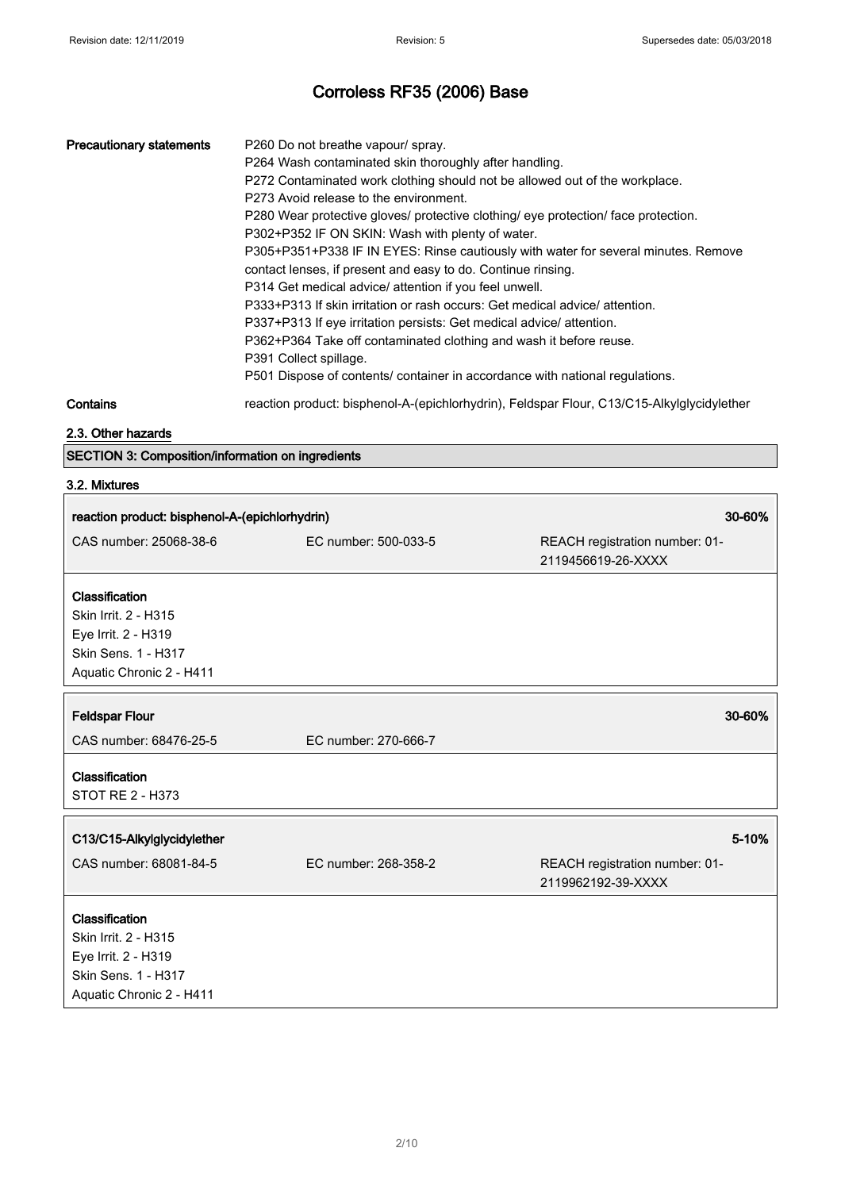| | |
|---|---|
| **Precautionary statements** | P260 Do not breathe vapour/ spray.<br>P264 Wash contaminated skin thoroughly after handling.<br>P272 Contaminated work clothing should not be allowed out of the workplace.<br>P273 Avoid release to the environment.<br>P280 Wear protective gloves/ protective clothing/ eye protection/ face protection.<br>P302+P352 IF ON SKIN: Wash with plenty of water.<br>P305+P351+P338 IF IN EYES: Rinse cautiously with water for several minutes. Remove contact lenses, if present and easy to do. Continue rinsing.<br>P314 Get medical advice/ attention if you feel unwell.<br>P333+P313 If skin irritation or rash occurs: Get medical advice/ attention.<br>P337+P313 If eye irritation persists: Get medical advice/ attention.<br>P362+P364 Take off contaminated clothing and wash it before reuse.<br>P391 Collect spillage.<br>P501 Dispose of contents/ container in accordance with national regulations. |
| **Contains** | reaction product: bisphenol-A-(epichlorhydrin), Feldspar Flour, C13/C15-Alkylglycidylether |

### 2.3. Other hazards

## SECTION 3: Composition/information on ingredients

### 3.2. Mixtures

| **reaction product: bisphenol-A-(epichlorhydrin)** | | **30-60%** |
|---|---|---|
| CAS number: 25068-38-6 | EC number: 500-033-5 | REACH registration number: 01-2119456619-26-XXXX |

**Classification**
Skin Irrit. 2 - H315
Eye Irrit. 2 - H319
Skin Sens. 1 - H317
Aquatic Chronic 2 - H411

| **Feldspar Flour** | | **30-60%** |
|---|---|---|
| CAS number: 68476-25-5 | EC number: 270-666-7 | |

**Classification**
STOT RE 2 - H373

| **C13/C15-Alkylglycidylether** | | **5-10%** |
|---|---|---|
| CAS number: 68081-84-5 | EC number: 268-358-2 | REACH registration number: 01-2119962192-39-XXXX |

**Classification**
Skin Irrit. 2 - H315
Eye Irrit. 2 - H319
Skin Sens. 1 - H317
Aquatic Chronic 2 - H411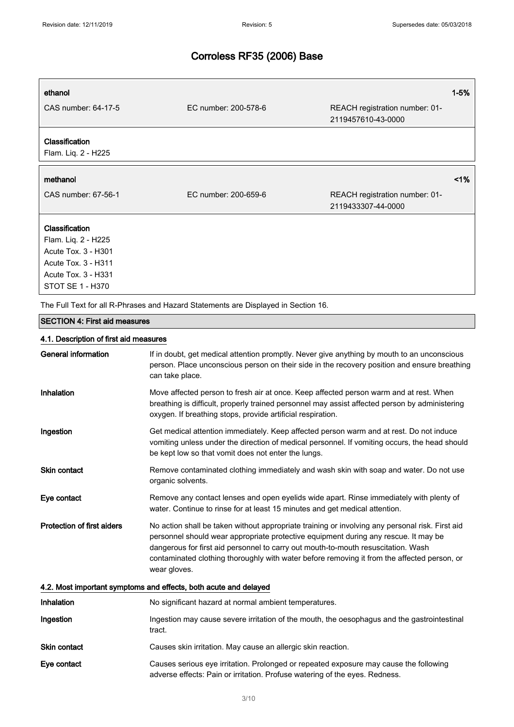# Corroless RF35 (2006) Base

| ethanol | | 1-5% |
|---|---|---|
| CAS number: 64-17-5 | EC number: 200-578-6 | REACH registration number: 01-2119457610-43-0000 |

**Classification**
Flam. Liq. 2 - H225

| methanol | | <1% |
|---|---|---|
| CAS number: 67-56-1 | EC number: 200-659-6 | REACH registration number: 01-2119433307-44-0000 |

**Classification**
Flam. Liq. 2 - H225
Acute Tox. 3 - H301
Acute Tox. 3 - H311
Acute Tox. 3 - H331
STOT SE 1 - H370

The Full Text for all R-Phrases and Hazard Statements are Displayed in Section 16.

## SECTION 4: First aid measures

### 4.1. Description of first aid measures

**General information** If in doubt, get medical attention promptly. Never give anything by mouth to an unconscious person. Place unconscious person on their side in the recovery position and ensure breathing can take place.

**Inhalation** Move affected person to fresh air at once. Keep affected person warm and at rest. When breathing is difficult, properly trained personnel may assist affected person by administering oxygen. If breathing stops, provide artificial respiration.

**Ingestion** Get medical attention immediately. Keep affected person warm and at rest. Do not induce vomiting unless under the direction of medical personnel. If vomiting occurs, the head should be kept low so that vomit does not enter the lungs.

**Skin contact** Remove contaminated clothing immediately and wash skin with soap and water. Do not use organic solvents.

**Eye contact** Remove any contact lenses and open eyelids wide apart. Rinse immediately with plenty of water. Continue to rinse for at least 15 minutes and get medical attention.

**Protection of first aiders** No action shall be taken without appropriate training or involving any personal risk. First aid personnel should wear appropriate protective equipment during any rescue. It may be dangerous for first aid personnel to carry out mouth-to-mouth resuscitation. Wash contaminated clothing thoroughly with water before removing it from the affected person, or wear gloves.

### 4.2. Most important symptoms and effects, both acute and delayed

**Inhalation** No significant hazard at normal ambient temperatures.

**Ingestion** Ingestion may cause severe irritation of the mouth, the oesophagus and the gastrointestinal tract.

**Skin contact** Causes skin irritation. May cause an allergic skin reaction.

**Eye contact** Causes serious eye irritation. Prolonged or repeated exposure may cause the following adverse effects: Pain or irritation. Profuse watering of the eyes. Redness.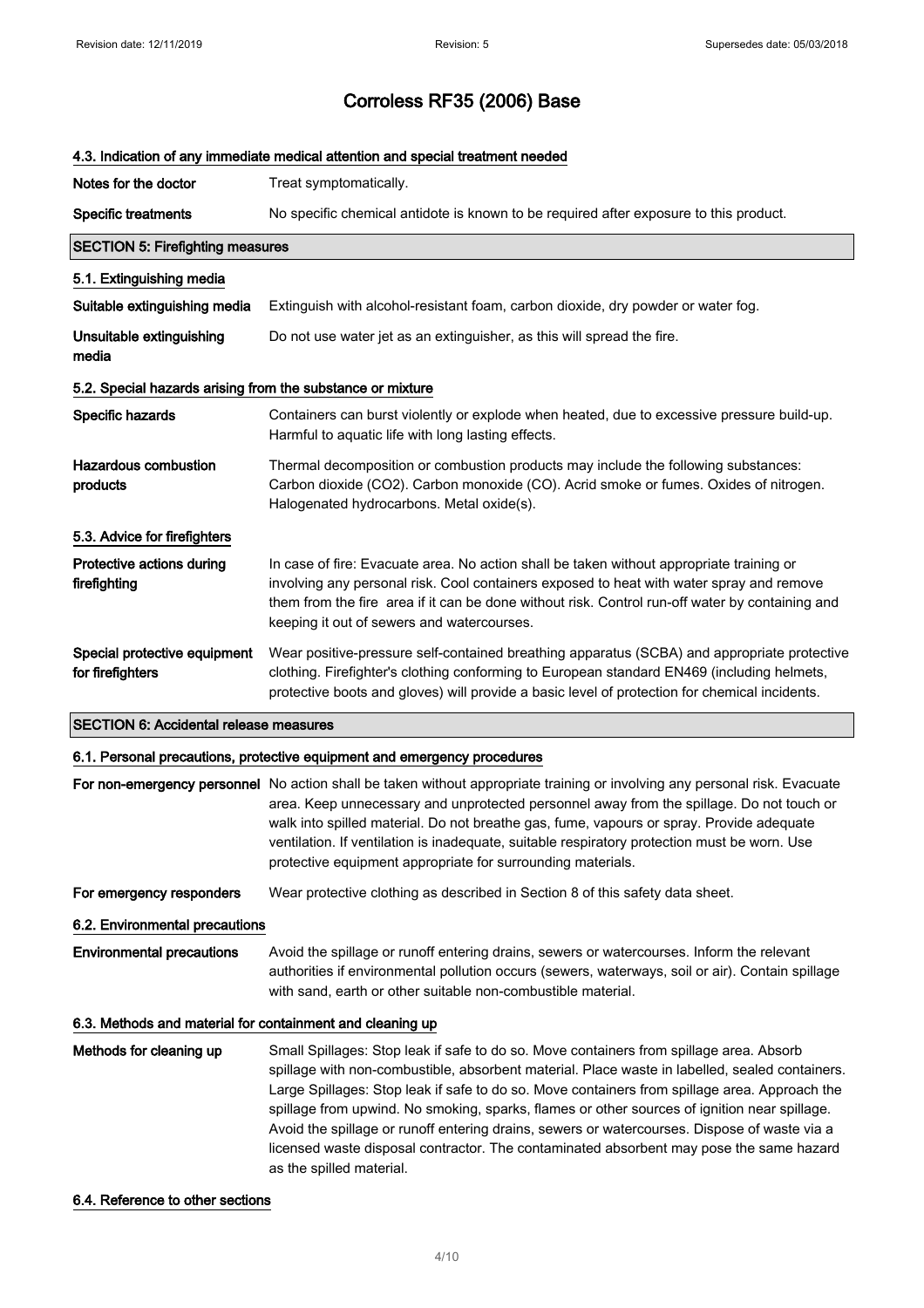# Corroless RF35 (2006) Base

### 4.3. Indication of any immediate medical attention and special treatment needed

**Notes for the doctor** Treat symptomatically.

**Specific treatments** No specific chemical antidote is known to be required after exposure to this product.

## SECTION 5: Firefighting measures

### 5.1. Extinguishing media

**Suitable extinguishing media** Extinguish with alcohol-resistant foam, carbon dioxide, dry powder or water fog.

**Unsuitable extinguishing media** Do not use water jet as an extinguisher, as this will spread the fire.

### 5.2. Special hazards arising from the substance or mixture

**Specific hazards** Containers can burst violently or explode when heated, due to excessive pressure build-up. Harmful to aquatic life with long lasting effects.

**Hazardous combustion products** Thermal decomposition or combustion products may include the following substances: Carbon dioxide ($CO_2$). Carbon monoxide (CO). Acrid smoke or fumes. Oxides of nitrogen. Halogenated hydrocarbons. Metal oxide(s).

### 5.3. Advice for firefighters

**Protective actions during firefighting** In case of fire: Evacuate area. No action shall be taken without appropriate training or involving any personal risk. Cool containers exposed to heat with water spray and remove them from the fire area if it can be done without risk. Control run-off water by containing and keeping it out of sewers and watercourses.

**Special protective equipment for firefighters** Wear positive-pressure self-contained breathing apparatus (SCBA) and appropriate protective clothing. Firefighter's clothing conforming to European standard EN469 (including helmets, protective boots and gloves) will provide a basic level of protection for chemical incidents.

## SECTION 6: Accidental release measures

### 6.1. Personal precautions, protective equipment and emergency procedures

**For non-emergency personnel** No action shall be taken without appropriate training or involving any personal risk. Evacuate area. Keep unnecessary and unprotected personnel away from the spillage. Do not touch or walk into spilled material. Do not breathe gas, fume, vapours or spray. Provide adequate ventilation. If ventilation is inadequate, suitable respiratory protection must be worn. Use protective equipment appropriate for surrounding materials.

**For emergency responders** Wear protective clothing as described in Section 8 of this safety data sheet.

### 6.2. Environmental precautions

**Environmental precautions** Avoid the spillage or runoff entering drains, sewers or watercourses. Inform the relevant authorities if environmental pollution occurs (sewers, waterways, soil or air). Contain spillage with sand, earth or other suitable non-combustible material.

### 6.3. Methods and material for containment and cleaning up

**Methods for cleaning up** Small Spillages: Stop leak if safe to do so. Move containers from spillage area. Absorb spillage with non-combustible, absorbent material. Place waste in labelled, sealed containers. Large Spillages: Stop leak if safe to do so. Move containers from spillage area. Approach the spillage from upwind. No smoking, sparks, flames or other sources of ignition near spillage. Avoid the spillage or runoff entering drains, sewers or watercourses. Dispose of waste via a licensed waste disposal contractor. The contaminated absorbent may pose the same hazard as the spilled material.

### 6.4. Reference to other sections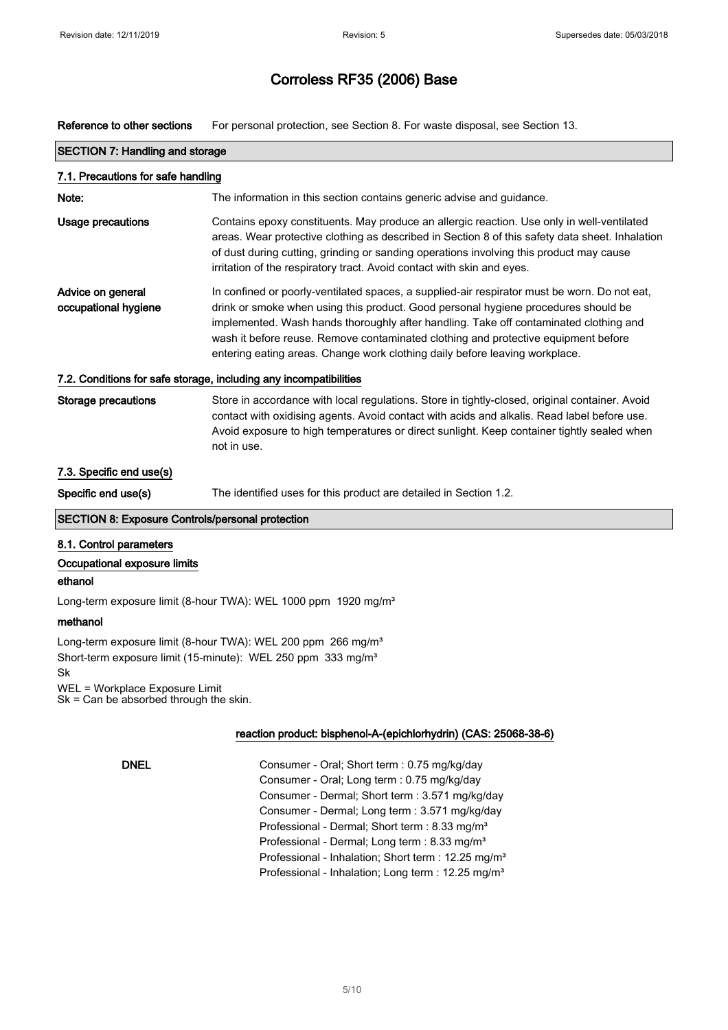# Corroless RF35 (2006) Base

**Reference to other sections** For personal protection, see Section 8. For waste disposal, see Section 13.

## SECTION 7: Handling and storage

### 7.1. Precautions for safe handling

**Note:** The information in this section contains generic advise and guidance.

**Usage precautions** Contains epoxy constituents. May produce an allergic reaction. Use only in well-ventilated areas. Wear protective clothing as described in Section 8 of this safety data sheet. Inhalation of dust during cutting, grinding or sanding operations involving this product may cause irritation of the respiratory tract. Avoid contact with skin and eyes.

**Advice on general occupational hygiene** In confined or poorly-ventilated spaces, a supplied-air respirator must be worn. Do not eat, drink or smoke when using this product. Good personal hygiene procedures should be implemented. Wash hands thoroughly after handling. Take off contaminated clothing and wash it before reuse. Remove contaminated clothing and protective equipment before entering eating areas. Change work clothing daily before leaving workplace.

### 7.2. Conditions for safe storage, including any incompatibilities

**Storage precautions** Store in accordance with local regulations. Store in tightly-closed, original container. Avoid contact with oxidising agents. Avoid contact with acids and alkalis. Read label before use. Avoid exposure to high temperatures or direct sunlight. Keep container tightly sealed when not in use.

### 7.3. Specific end use(s)

**Specific end use(s)** The identified uses for this product are detailed in Section 1.2.

## SECTION 8: Exposure Controls/personal protection

### 8.1. Control parameters

**Occupational exposure limits**

**ethanol**

Long-term exposure limit (8-hour TWA): WEL 1000 ppm 1920 mg/m³

**methanol**

Long-term exposure limit (8-hour TWA): WEL 200 ppm 266 mg/m³
Short-term exposure limit (15-minute): WEL 250 ppm 333 mg/m³
Sk

WEL = Workplace Exposure Limit
Sk = Can be absorbed through the skin.

**reaction product: bisphenol-A-(epichlorhydrin) (CAS: 25068-38-6)**

**DNEL**

Consumer - Oral; Short term : 0.75 mg/kg/day
Consumer - Oral; Long term : 0.75 mg/kg/day
Consumer - Dermal; Short term : 3.571 mg/kg/day
Consumer - Dermal; Long term : 3.571 mg/kg/day
Professional - Dermal; Short term : 8.33 mg/m³
Professional - Dermal; Long term : 8.33 mg/m³
Professional - Inhalation; Short term : 12.25 mg/m³
Professional - Inhalation; Long term : 12.25 mg/m³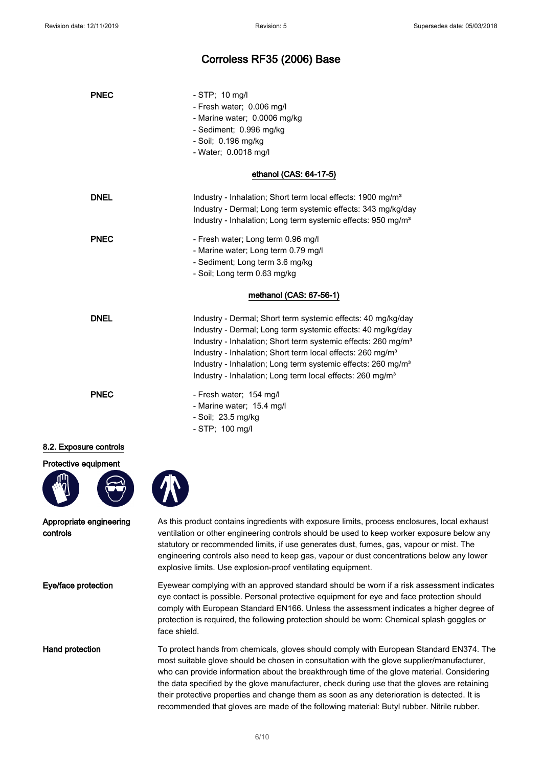**PNEC**

- STP; 10 mg/l
- Fresh water; 0.006 mg/l
- Marine water; 0.0006 mg/kg
- Sediment; 0.996 mg/kg
- Soil; 0.196 mg/kg
- Water; 0.0018 mg/l

**ethanol (CAS: 64-17-5)**

**DNEL**

Industry - Inhalation; Short term local effects: 1900 mg/m³
Industry - Dermal; Long term systemic effects: 343 mg/kg/day
Industry - Inhalation; Long term systemic effects: 950 mg/m³

**PNEC**

- Fresh water; Long term 0.96 mg/l
- Marine water; Long term 0.79 mg/l
- Sediment; Long term 3.6 mg/kg
- Soil; Long term 0.63 mg/kg

**methanol (CAS: 67-56-1)**

**DNEL**

Industry - Dermal; Short term systemic effects: 40 mg/kg/day
Industry - Dermal; Long term systemic effects: 40 mg/kg/day
Industry - Inhalation; Short term systemic effects: 260 mg/m³
Industry - Inhalation; Short term local effects: 260 mg/m³
Industry - Inhalation; Long term systemic effects: 260 mg/m³
Industry - Inhalation; Long term local effects: 260 mg/m³

**PNEC**

- Fresh water; 154 mg/l
- Marine water; 15.4 mg/l
- Soil; 23.5 mg/kg
- STP; 100 mg/l

## 8.2. Exposure controls

**Protective equipment**

**Appropriate engineering controls**

As this product contains ingredients with exposure limits, process enclosures, local exhaust ventilation or other engineering controls should be used to keep worker exposure below any statutory or recommended limits, if use generates dust, fumes, gas, vapour or mist. The engineering controls also need to keep gas, vapour or dust concentrations below any lower explosive limits. Use explosion-proof ventilating equipment.

**Eye/face protection**

Eyewear complying with an approved standard should be worn if a risk assessment indicates eye contact is possible. Personal protective equipment for eye and face protection should comply with European Standard EN166. Unless the assessment indicates a higher degree of protection is required, the following protection should be worn: Chemical splash goggles or face shield.

**Hand protection**

To protect hands from chemicals, gloves should comply with European Standard EN374. The most suitable glove should be chosen in consultation with the glove supplier/manufacturer, who can provide information about the breakthrough time of the glove material. Considering the data specified by the glove manufacturer, check during use that the gloves are retaining their protective properties and change them as soon as any deterioration is detected. It is recommended that gloves are made of the following material: Butyl rubber. Nitrile rubber.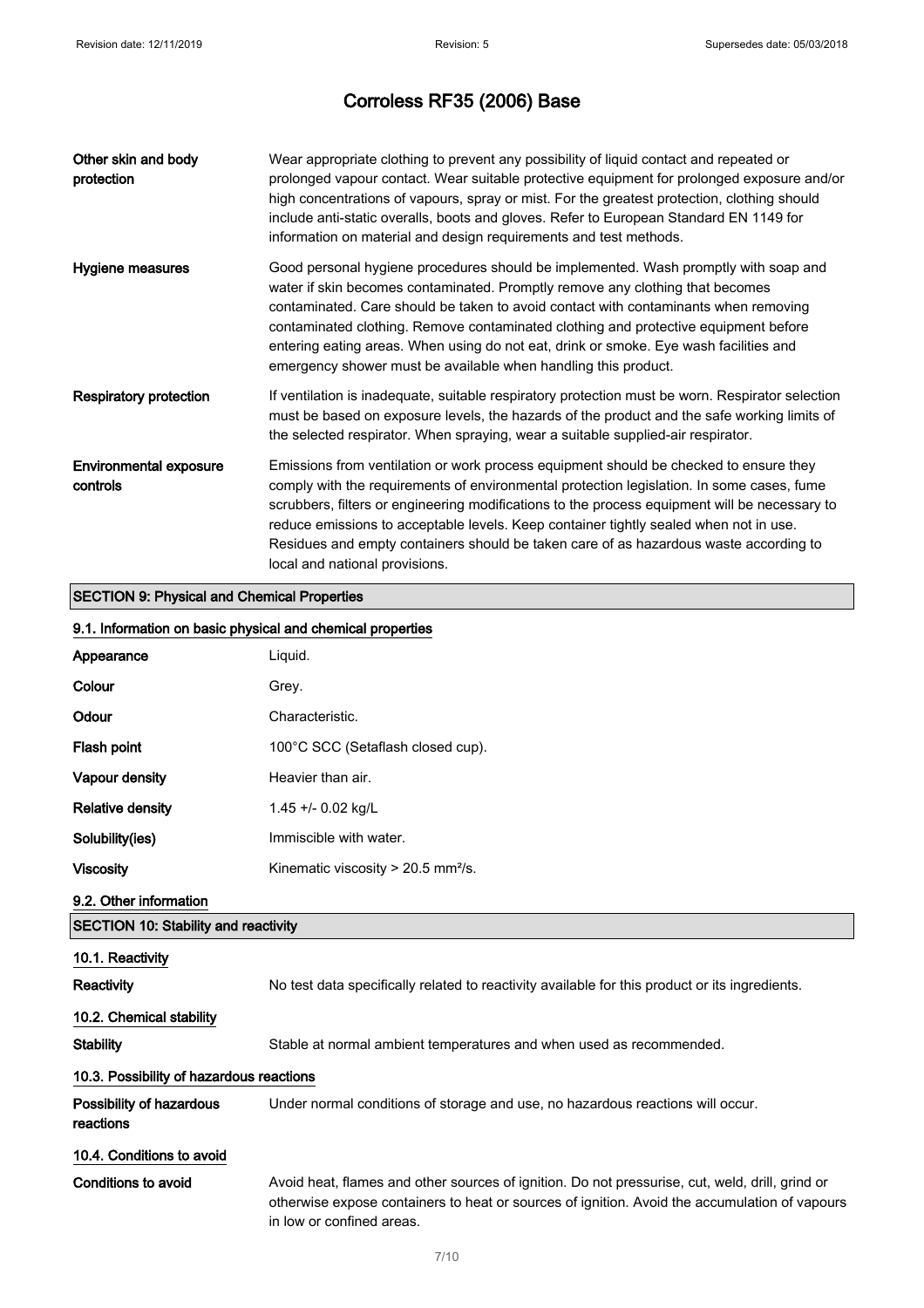| | |
|---|---|
| **Other skin and body protection** | Wear appropriate clothing to prevent any possibility of liquid contact and repeated or prolonged vapour contact. Wear suitable protective equipment for prolonged exposure and/or high concentrations of vapours, spray or mist. For the greatest protection, clothing should include anti-static overalls, boots and gloves. Refer to European Standard EN 1149 for information on material and design requirements and test methods. |
| **Hygiene measures** | Good personal hygiene procedures should be implemented. Wash promptly with soap and water if skin becomes contaminated. Promptly remove any clothing that becomes contaminated. Care should be taken to avoid contact with contaminants when removing contaminated clothing. Remove contaminated clothing and protective equipment before entering eating areas. When using do not eat, drink or smoke. Eye wash facilities and emergency shower must be available when handling this product. |
| **Respiratory protection** | If ventilation is inadequate, suitable respiratory protection must be worn. Respirator selection must be based on exposure levels, the hazards of the product and the safe working limits of the selected respirator. When spraying, wear a suitable supplied-air respirator. |
| **Environmental exposure controls** | Emissions from ventilation or work process equipment should be checked to ensure they comply with the requirements of environmental protection legislation. In some cases, fume scrubbers, filters or engineering modifications to the process equipment will be necessary to reduce emissions to acceptable levels. Keep container tightly sealed when not in use. Residues and empty containers should be taken care of as hazardous waste according to local and national provisions. |

## SECTION 9: Physical and Chemical Properties

### 9.1. Information on basic physical and chemical properties

| | |
|---|---|
| **Appearance** | Liquid. |
| **Colour** | Grey. |
| **Odour** | Characteristic. |
| **Flash point** | 100°C SCC (Setaflash closed cup). |
| **Vapour density** | Heavier than air. |
| **Relative density** | 1.45 +/- 0.02 kg/L |
| **Solubility(ies)** | Immiscible with water. |
| **Viscosity** | Kinematic viscosity > 20.5 $mm^2/s$. |

### 9.2. Other information

## SECTION 10: Stability and reactivity

### 10.1. Reactivity

| | |
|---|---|
| **Reactivity** | No test data specifically related to reactivity available for this product or its ingredients. |

### 10.2. Chemical stability

| | |
|---|---|
| **Stability** | Stable at normal ambient temperatures and when used as recommended. |

### 10.3. Possibility of hazardous reactions

| | |
|---|---|
| **Possibility of hazardous reactions** | Under normal conditions of storage and use, no hazardous reactions will occur. |

### 10.4. Conditions to avoid

| | |
|---|---|
| **Conditions to avoid** | Avoid heat, flames and other sources of ignition. Do not pressurise, cut, weld, drill, grind or otherwise expose containers to heat or sources of ignition. Avoid the accumulation of vapours in low or confined areas. |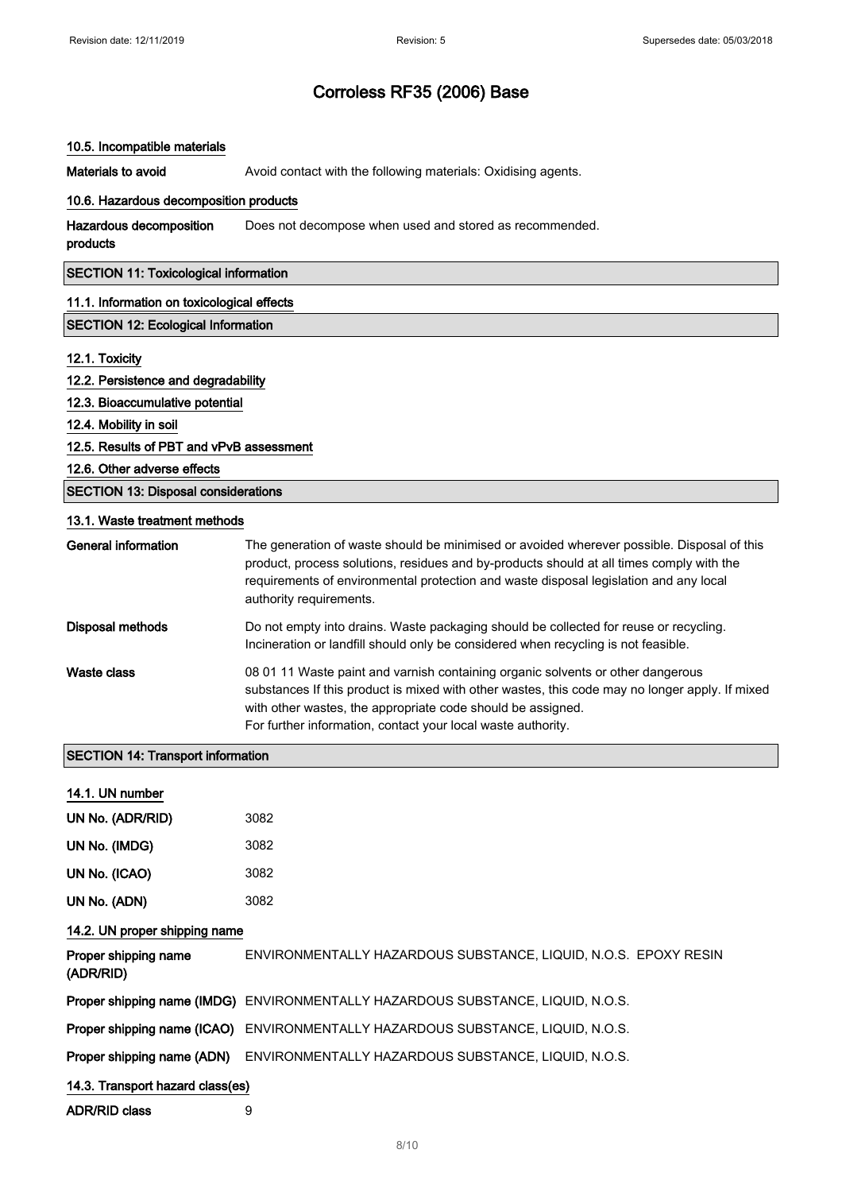# Corroless RF35 (2006) Base

### 10.5. Incompatible materials

| | |
|---|---|
| **Materials to avoid** | Avoid contact with the following materials: Oxidising agents. |

### 10.6. Hazardous decomposition products

| | |
|---|---|
| **Hazardous decomposition products** | Does not decompose when used and stored as recommended. |

## SECTION 11: Toxicological information

### 11.1. Information on toxicological effects

## SECTION 12: Ecological Information

### 12.1. Toxicity

### 12.2. Persistence and degradability

### 12.3. Bioaccumulative potential

### 12.4. Mobility in soil

### 12.5. Results of PBT and vPvB assessment

### 12.6. Other adverse effects

## SECTION 13: Disposal considerations

### 13.1. Waste treatment methods

| | |
|---|---|
| **General information** | The generation of waste should be minimised or avoided wherever possible. Disposal of this product, process solutions, residues and by-products should at all times comply with the requirements of environmental protection and waste disposal legislation and any local authority requirements. |
| **Disposal methods** | Do not empty into drains. Waste packaging should be collected for reuse or recycling. Incineration or landfill should only be considered when recycling is not feasible. |
| **Waste class** | 08 01 11 Waste paint and varnish containing organic solvents or other dangerous substances If this product is mixed with other wastes, this code may no longer apply. If mixed with other wastes, the appropriate code should be assigned. For further information, contact your local waste authority. |

## SECTION 14: Transport information

### 14.1. UN number

| | |
|---|---|
| **UN No. (ADR/RID)** | 3082 |
| **UN No. (IMDG)** | 3082 |
| **UN No. (ICAO)** | 3082 |
| **UN No. (ADN)** | 3082 |

### 14.2. UN proper shipping name

| | |
|---|---|
| **Proper shipping name (ADR/RID)** | ENVIRONMENTALLY HAZARDOUS SUBSTANCE, LIQUID, N.O.S. EPOXY RESIN |
| **Proper shipping name (IMDG)** | ENVIRONMENTALLY HAZARDOUS SUBSTANCE, LIQUID, N.O.S. |
| **Proper shipping name (ICAO)** | ENVIRONMENTALLY HAZARDOUS SUBSTANCE, LIQUID, N.O.S. |
| **Proper shipping name (ADN)** | ENVIRONMENTALLY HAZARDOUS SUBSTANCE, LIQUID, N.O.S. |

### 14.3. Transport hazard class(es)

| | |
|---|---|
| **ADR/RID class** | 9 |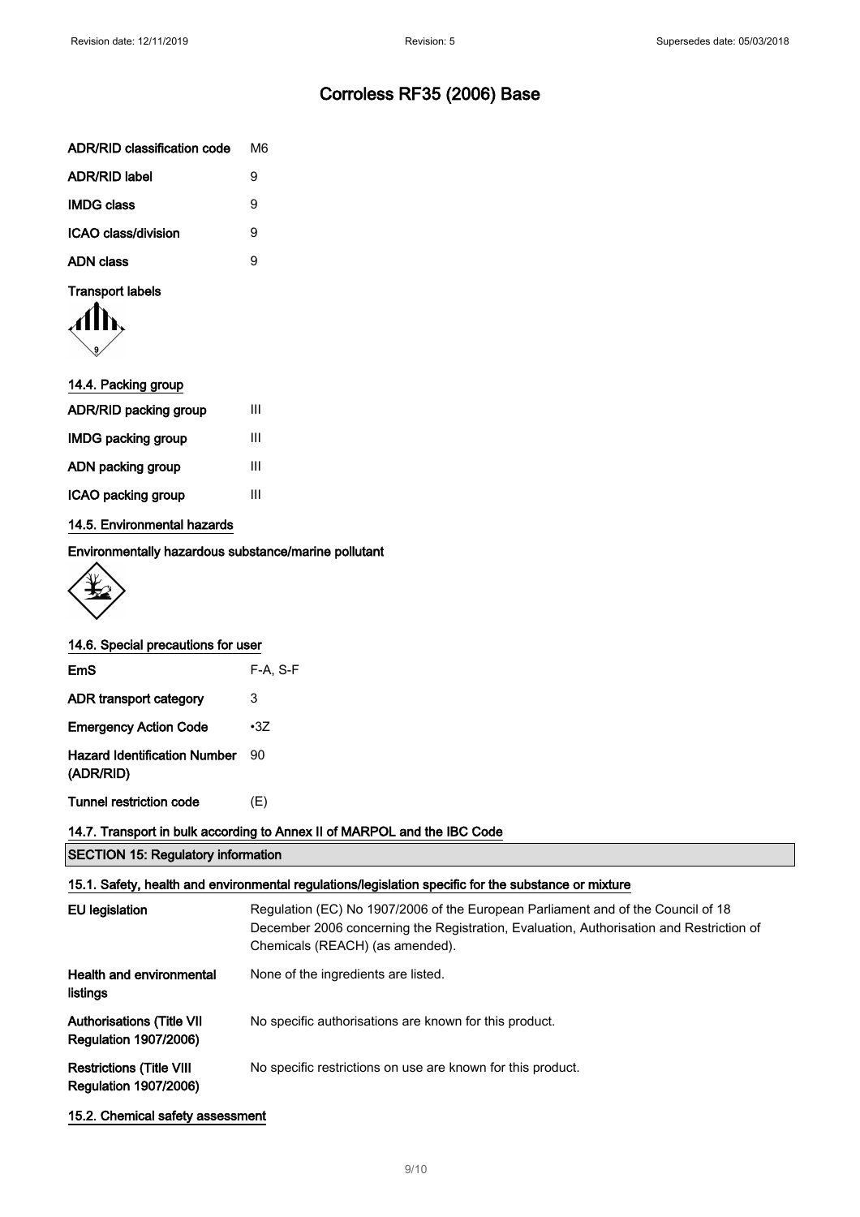# Corroless RF35 (2006) Base

| | |
|---|---|
| ADR/RID classification code | M6 |
| ADR/RID label | 9 |
| IMDG class | 9 |
| ICAO class/division | 9 |
| ADN class | 9 |

**Transport labels**

### 14.4. Packing group

| | |
|---|---|
| ADR/RID packing group | III |
| IMDG packing group | III |
| ADN packing group | III |
| ICAO packing group | III |

### 14.5. Environmental hazards

**Environmentally hazardous substance/marine pollutant**

### 14.6. Special precautions for user

| | |
|---|---|
| EmS | F-A, S-F |
| ADR transport category | 3 |
| Emergency Action Code | •3Z |
| Hazard Identification Number (ADR/RID) | 90 |
| Tunnel restriction code | (E) |

### 14.7. Transport in bulk according to Annex II of MARPOL and the IBC Code

## SECTION 15: Regulatory information

### 15.1. Safety, health and environmental regulations/legislation specific for the substance or mixture

| | |
|---|---|
| EU legislation | Regulation (EC) No 1907/2006 of the European Parliament and of the Council of 18 December 2006 concerning the Registration, Evaluation, Authorisation and Restriction of Chemicals (REACH) (as amended). |
| Health and environmental listings | None of the ingredients are listed. |
| Authorisations (Title VII Regulation 1907/2006) | No specific authorisations are known for this product. |
| Restrictions (Title VIII Regulation 1907/2006) | No specific restrictions on use are known for this product. |

### 15.2. Chemical safety assessment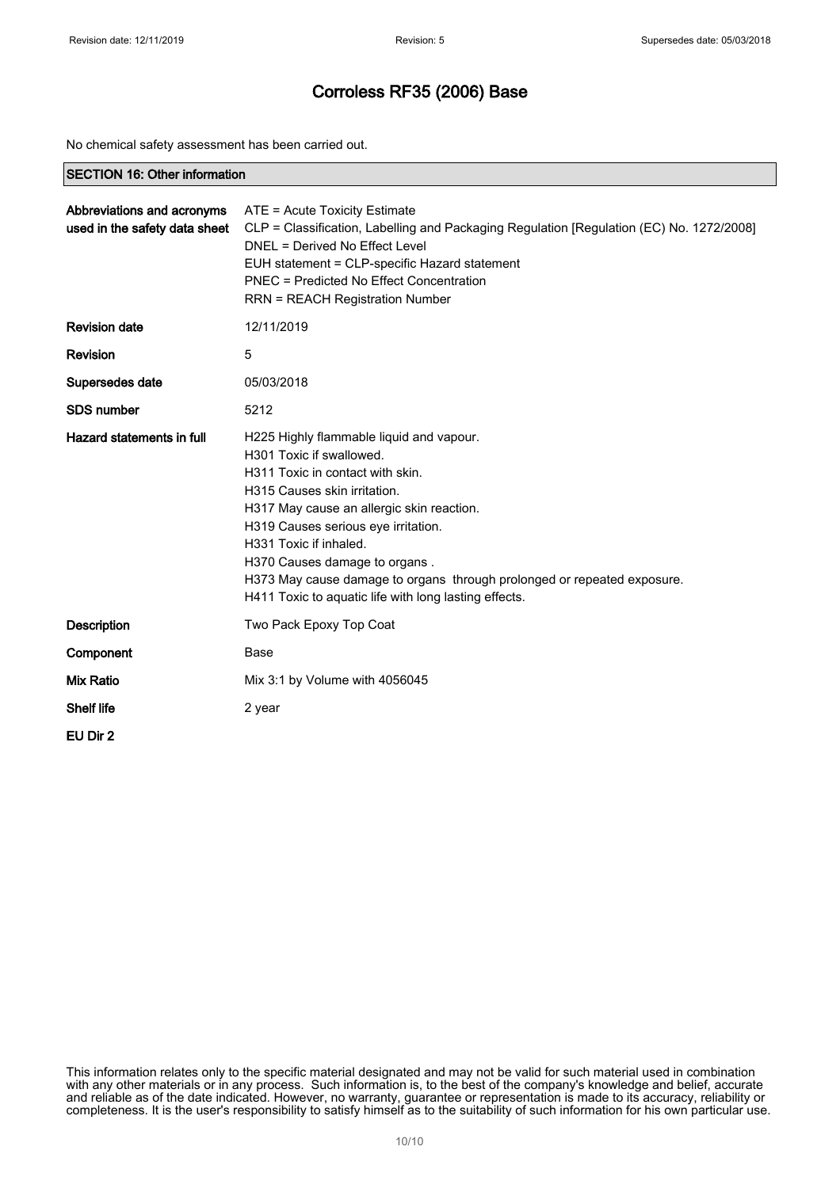No chemical safety assessment has been carried out.

## SECTION 16: Other information

| | |
|---|---|
| **Abbreviations and acronyms used in the safety data sheet** | ATE = Acute Toxicity Estimate<br>CLP = Classification, Labelling and Packaging Regulation [Regulation (EC) No. 1272/2008]<br>DNEL = Derived No Effect Level<br>EUH statement = CLP-specific Hazard statement<br>PNEC = Predicted No Effect Concentration<br>RRN = REACH Registration Number |
| **Revision date** | 12/11/2019 |
| **Revision** | 5 |
| **Supersedes date** | 05/03/2018 |
| **SDS number** | 5212 |
| **Hazard statements in full** | H225 Highly flammable liquid and vapour.<br>H301 Toxic if swallowed.<br>H311 Toxic in contact with skin.<br>H315 Causes skin irritation.<br>H317 May cause an allergic skin reaction.<br>H319 Causes serious eye irritation.<br>H331 Toxic if inhaled.<br>H370 Causes damage to organs .<br>H373 May cause damage to organs through prolonged or repeated exposure.<br>H411 Toxic to aquatic life with long lasting effects. |
| **Description** | Two Pack Epoxy Top Coat |
| **Component** | Base |
| **Mix Ratio** | Mix 3:1 by Volume with 4056045 |
| **Shelf life** | 2 year |
| **EU Dir 2** | |

This information relates only to the specific material designated and may not be valid for such material used in combination with any other materials or in any process. Such information is, to the best of the company's knowledge and belief, accurate and reliable as of the date indicated. However, no warranty, guarantee or representation is made to its accuracy, reliability or completeness. It is the user's responsibility to satisfy himself as to the suitability of such information for his own particular use.